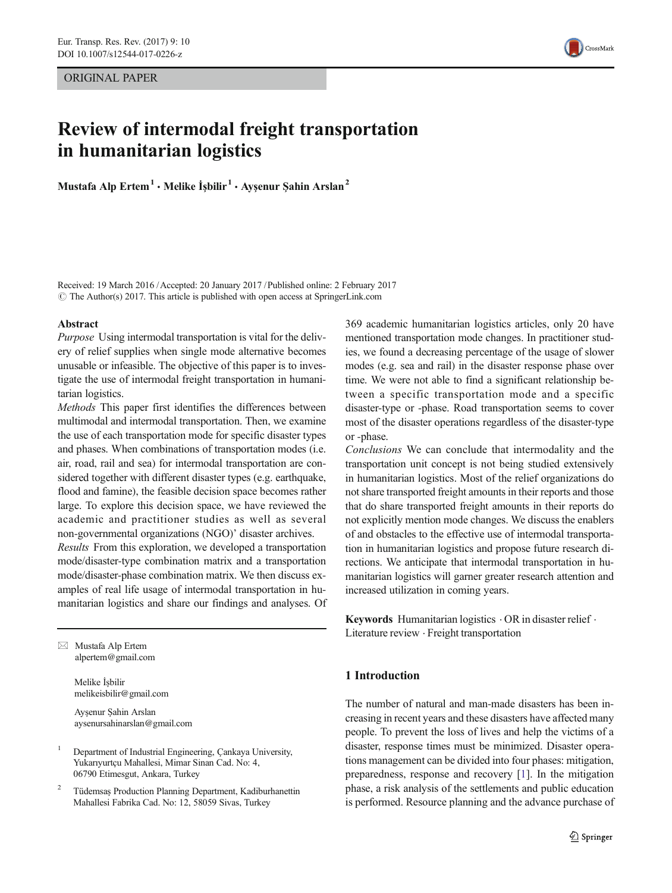ORIGINAL PAPER

# Review of intermodal freight transportation in humanitarian logistics

**Mustafa Alp Ertem[1] · Melike İşbilir[1] · Ayşenur Şahin Arslan[2]**

Received: 19 March 2016 / Accepted: 20 January 2017 / Published online: 2 February 2017
© The Author(s) 2017. This article is published with open access at SpringerLink.com

**Abstract**

*Purpose* Using intermodal transportation is vital for the delivery of relief supplies when single mode alternative becomes unusable or infeasible. The objective of this paper is to investigate the use of intermodal freight transportation in humanitarian logistics.

*Methods* This paper first identifies the differences between multimodal and intermodal transportation. Then, we examine the use of each transportation mode for specific disaster types and phases. When combinations of transportation modes (i.e. air, road, rail and sea) for intermodal transportation are considered together with different disaster types (e.g. earthquake, flood and famine), the feasible decision space becomes rather large. To explore this decision space, we have reviewed the academic and practitioner studies as well as several non-governmental organizations (NGO)' disaster archives.

*Results* From this exploration, we developed a transportation mode/disaster-type combination matrix and a transportation mode/disaster-phase combination matrix. We then discuss examples of real life usage of intermodal transportation in humanitarian logistics and share our findings and analyses. Of 369 academic humanitarian logistics articles, only 20 have mentioned transportation mode changes. In practitioner studies, we found a decreasing percentage of the usage of slower modes (e.g. sea and rail) in the disaster response phase over time. We were not able to find a significant relationship between a specific transportation mode and a specific disaster-type or -phase. Road transportation seems to cover most of the disaster operations regardless of the disaster-type or -phase.

*Conclusions* We can conclude that intermodality and the transportation unit concept is not being studied extensively in humanitarian logistics. Most of the relief organizations do not share transported freight amounts in their reports and those that do share transported freight amounts in their reports do not explicitly mention mode changes. We discuss the enablers of and obstacles to the effective use of intermodal transportation in humanitarian logistics and propose future research directions. We anticipate that intermodal transportation in humanitarian logistics will garner greater research attention and increased utilization in coming years.

**Keywords** Humanitarian logistics · OR in disaster relief · Literature review · Freight transportation

✉ Mustafa Alp Ertem
alpertem@gmail.com

Melike İşbilir
melikeisbilir@gmail.com

Ayşenur Şahin Arslan
aysenursahinarslan@gmail.com

[1] Department of Industrial Engineering, Çankaya University, Yukarıyurtçu Mahallesi, Mimar Sinan Cad. No: 4, 06790 Etimesgut, Ankara, Turkey

[2] Tüdemsaş Production Planning Department, Kadiburhanettin Mahallesi Fabrika Cad. No: 12, 58059 Sivas, Turkey

## 1 Introduction

The number of natural and man-made disasters has been increasing in recent years and these disasters have affected many people. To prevent the loss of lives and help the victims of a disaster, response times must be minimized. Disaster operations management can be divided into four phases: mitigation, preparedness, response and recovery [1]. In the mitigation phase, a risk analysis of the settlements and public education is performed. Resource planning and the advance purchase of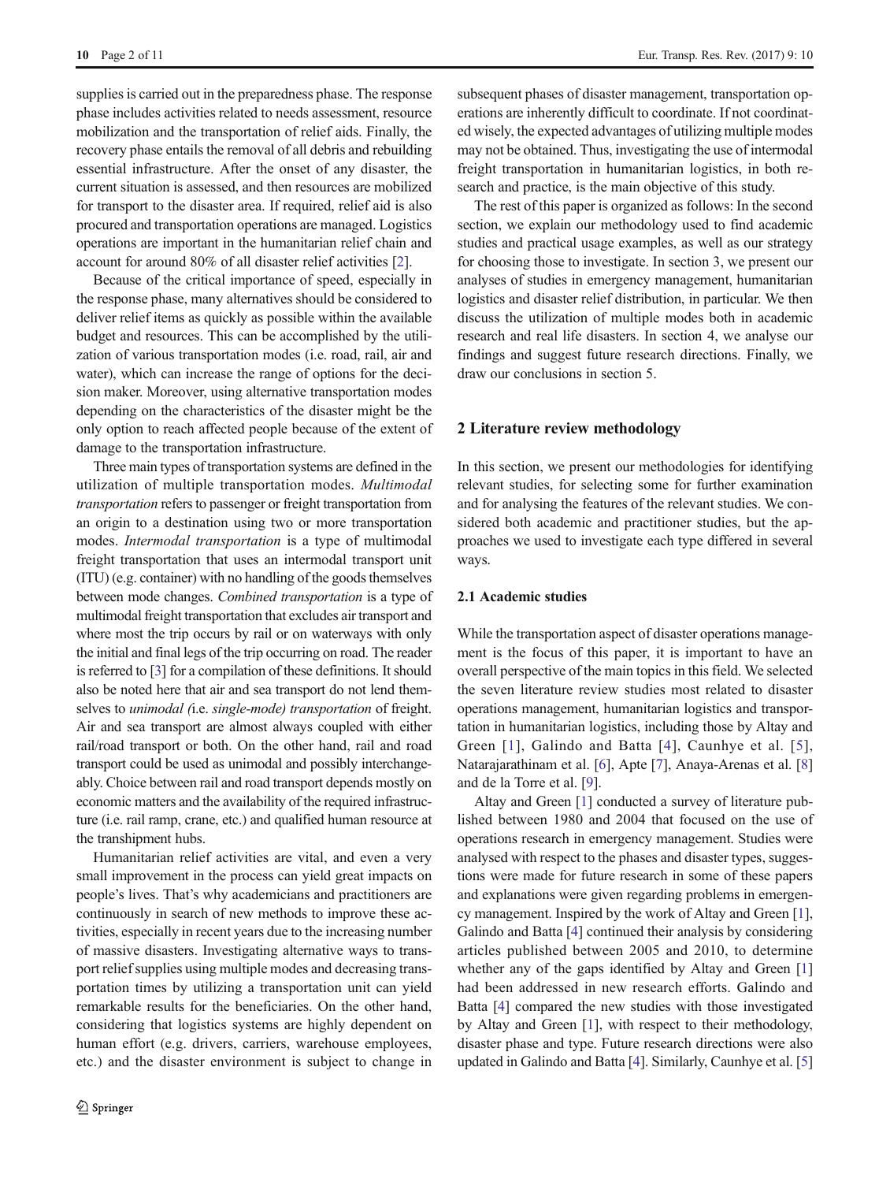supplies is carried out in the preparedness phase. The response phase includes activities related to needs assessment, resource mobilization and the transportation of relief aids. Finally, the recovery phase entails the removal of all debris and rebuilding essential infrastructure. After the onset of any disaster, the current situation is assessed, and then resources are mobilized for transport to the disaster area. If required, relief aid is also procured and transportation operations are managed. Logistics operations are important in the humanitarian relief chain and account for around 80% of all disaster relief activities [2].

Because of the critical importance of speed, especially in the response phase, many alternatives should be considered to deliver relief items as quickly as possible within the available budget and resources. This can be accomplished by the utilization of various transportation modes (i.e. road, rail, air and water), which can increase the range of options for the decision maker. Moreover, using alternative transportation modes depending on the characteristics of the disaster might be the only option to reach affected people because of the extent of damage to the transportation infrastructure.

Three main types of transportation systems are defined in the utilization of multiple transportation modes. *Multimodal transportation* refers to passenger or freight transportation from an origin to a destination using two or more transportation modes. *Intermodal transportation* is a type of multimodal freight transportation that uses an intermodal transport unit (ITU) (e.g. container) with no handling of the goods themselves between mode changes. *Combined transportation* is a type of multimodal freight transportation that excludes air transport and where most the trip occurs by rail or on waterways with only the initial and final legs of the trip occurring on road. The reader is referred to [3] for a compilation of these definitions. It should also be noted here that air and sea transport do not lend themselves to *unimodal (*i.e. *single-mode) transportation* of freight. Air and sea transport are almost always coupled with either rail/road transport or both. On the other hand, rail and road transport could be used as unimodal and possibly interchangeably. Choice between rail and road transport depends mostly on economic matters and the availability of the required infrastructure (i.e. rail ramp, crane, etc.) and qualified human resource at the transhipment hubs.

Humanitarian relief activities are vital, and even a very small improvement in the process can yield great impacts on people's lives. That's why academicians and practitioners are continuously in search of new methods to improve these activities, especially in recent years due to the increasing number of massive disasters. Investigating alternative ways to transport relief supplies using multiple modes and decreasing transportation times by utilizing a transportation unit can yield remarkable results for the beneficiaries. On the other hand, considering that logistics systems are highly dependent on human effort (e.g. drivers, carriers, warehouse employees, etc.) and the disaster environment is subject to change in subsequent phases of disaster management, transportation operations are inherently difficult to coordinate. If not coordinated wisely, the expected advantages of utilizing multiple modes may not be obtained. Thus, investigating the use of intermodal freight transportation in humanitarian logistics, in both research and practice, is the main objective of this study.

The rest of this paper is organized as follows: In the second section, we explain our methodology used to find academic studies and practical usage examples, as well as our strategy for choosing those to investigate. In section 3, we present our analyses of studies in emergency management, humanitarian logistics and disaster relief distribution, in particular. We then discuss the utilization of multiple modes both in academic research and real life disasters. In section 4, we analyse our findings and suggest future research directions. Finally, we draw our conclusions in section 5.

## 2 Literature review methodology

In this section, we present our methodologies for identifying relevant studies, for selecting some for further examination and for analysing the features of the relevant studies. We considered both academic and practitioner studies, but the approaches we used to investigate each type differed in several ways.

### 2.1 Academic studies

While the transportation aspect of disaster operations management is the focus of this paper, it is important to have an overall perspective of the main topics in this field. We selected the seven literature review studies most related to disaster operations management, humanitarian logistics and transportation in humanitarian logistics, including those by Altay and Green [1], Galindo and Batta [4], Caunhye et al. [5], Natarajarathinam et al. [6], Apte [7], Anaya-Arenas et al. [8] and de la Torre et al. [9].

Altay and Green [1] conducted a survey of literature published between 1980 and 2004 that focused on the use of operations research in emergency management. Studies were analysed with respect to the phases and disaster types, suggestions were made for future research in some of these papers and explanations were given regarding problems in emergency management. Inspired by the work of Altay and Green [1], Galindo and Batta [4] continued their analysis by considering articles published between 2005 and 2010, to determine whether any of the gaps identified by Altay and Green [1] had been addressed in new research efforts. Galindo and Batta [4] compared the new studies with those investigated by Altay and Green [1], with respect to their methodology, disaster phase and type. Future research directions were also updated in Galindo and Batta [4]. Similarly, Caunhye et al. [5]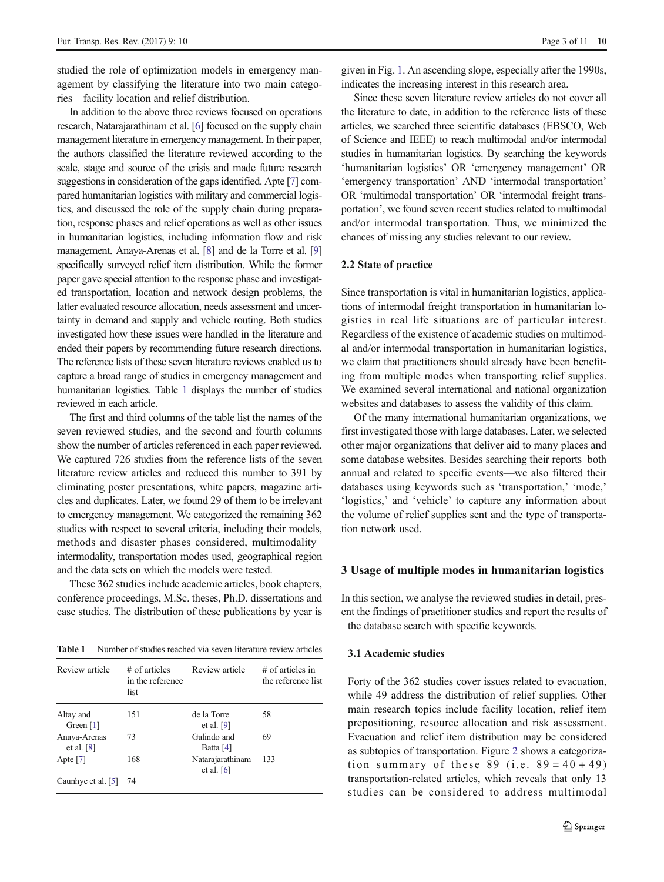studied the role of optimization models in emergency management by classifying the literature into two main categories—facility location and relief distribution.

In addition to the above three reviews focused on operations research, Natarajarathinam et al. [6] focused on the supply chain management literature in emergency management. In their paper, the authors classified the literature reviewed according to the scale, stage and source of the crisis and made future research suggestions in consideration of the gaps identified. Apte [7] compared humanitarian logistics with military and commercial logistics, and discussed the role of the supply chain during preparation, response phases and relief operations as well as other issues in humanitarian logistics, including information flow and risk management. Anaya-Arenas et al. [8] and de la Torre et al. [9] specifically surveyed relief item distribution. While the former paper gave special attention to the response phase and investigated transportation, location and network design problems, the latter evaluated resource allocation, needs assessment and uncertainty in demand and supply and vehicle routing. Both studies investigated how these issues were handled in the literature and ended their papers by recommending future research directions. The reference lists of these seven literature reviews enabled us to capture a broad range of studies in emergency management and humanitarian logistics. Table 1 displays the number of studies reviewed in each article.

The first and third columns of the table list the names of the seven reviewed studies, and the second and fourth columns show the number of articles referenced in each paper reviewed. We captured 726 studies from the reference lists of the seven literature review articles and reduced this number to 391 by eliminating poster presentations, white papers, magazine articles and duplicates. Later, we found 29 of them to be irrelevant to emergency management. We categorized the remaining 362 studies with respect to several criteria, including their models, methods and disaster phases considered, multimodality–intermodality, transportation modes used, geographical region and the data sets on which the models were tested.

These 362 studies include academic articles, book chapters, conference proceedings, M.Sc. theses, Ph.D. dissertations and case studies. The distribution of these publications by year is given in Fig. 1. An ascending slope, especially after the 1990s, indicates the increasing interest in this research area.

Since these seven literature review articles do not cover all the literature to date, in addition to the reference lists of these articles, we searched three scientific databases (EBSCO, Web of Science and IEEE) to reach multimodal and/or intermodal studies in humanitarian logistics. By searching the keywords 'humanitarian logistics' OR 'emergency management' OR 'emergency transportation' AND 'intermodal transportation' OR 'multimodal transportation' OR 'intermodal freight transportation', we found seven recent studies related to multimodal and/or intermodal transportation. Thus, we minimized the chances of missing any studies relevant to our review.

**Table 1** Number of studies reached via seven literature review articles

| Review article | # of articles in the reference list | Review article | # of articles in the reference list |
|---|---|---|---|
| Altay and Green [1] | 151 | de la Torre et al. [9] | 58 |
| Anaya-Arenas et al. [8] | 73 | Galindo and Batta [4] | 69 |
| Apte [7] | 168 | Natarajarathinam et al. [6] | 133 |
| Caunhye et al. [5] | 74 | | |

### 2.2 State of practice

Since transportation is vital in humanitarian logistics, applications of intermodal freight transportation in humanitarian logistics in real life situations are of particular interest. Regardless of the existence of academic studies on multimodal and/or intermodal transportation in humanitarian logistics, we claim that practitioners should already have been benefiting from multiple modes when transporting relief supplies. We examined several international and national organization websites and databases to assess the validity of this claim.

Of the many international humanitarian organizations, we first investigated those with large databases. Later, we selected other major organizations that deliver aid to many places and some database websites. Besides searching their reports–both annual and related to specific events—we also filtered their databases using keywords such as 'transportation,' 'mode,' 'logistics,' and 'vehicle' to capture any information about the volume of relief supplies sent and the type of transportation network used.

## 3 Usage of multiple modes in humanitarian logistics

In this section, we analyse the reviewed studies in detail, present the findings of practitioner studies and report the results of the database search with specific keywords.

### 3.1 Academic studies

Forty of the 362 studies cover issues related to evacuation, while 49 address the distribution of relief supplies. Other main research topics include facility location, relief item prepositioning, resource allocation and risk assessment. Evacuation and relief item distribution may be considered as subtopics of transportation. Figure 2 shows a categorization summary of these 89 (i.e. $89 = 40 + 49$) transportation-related articles, which reveals that only 13 studies can be considered to address multimodal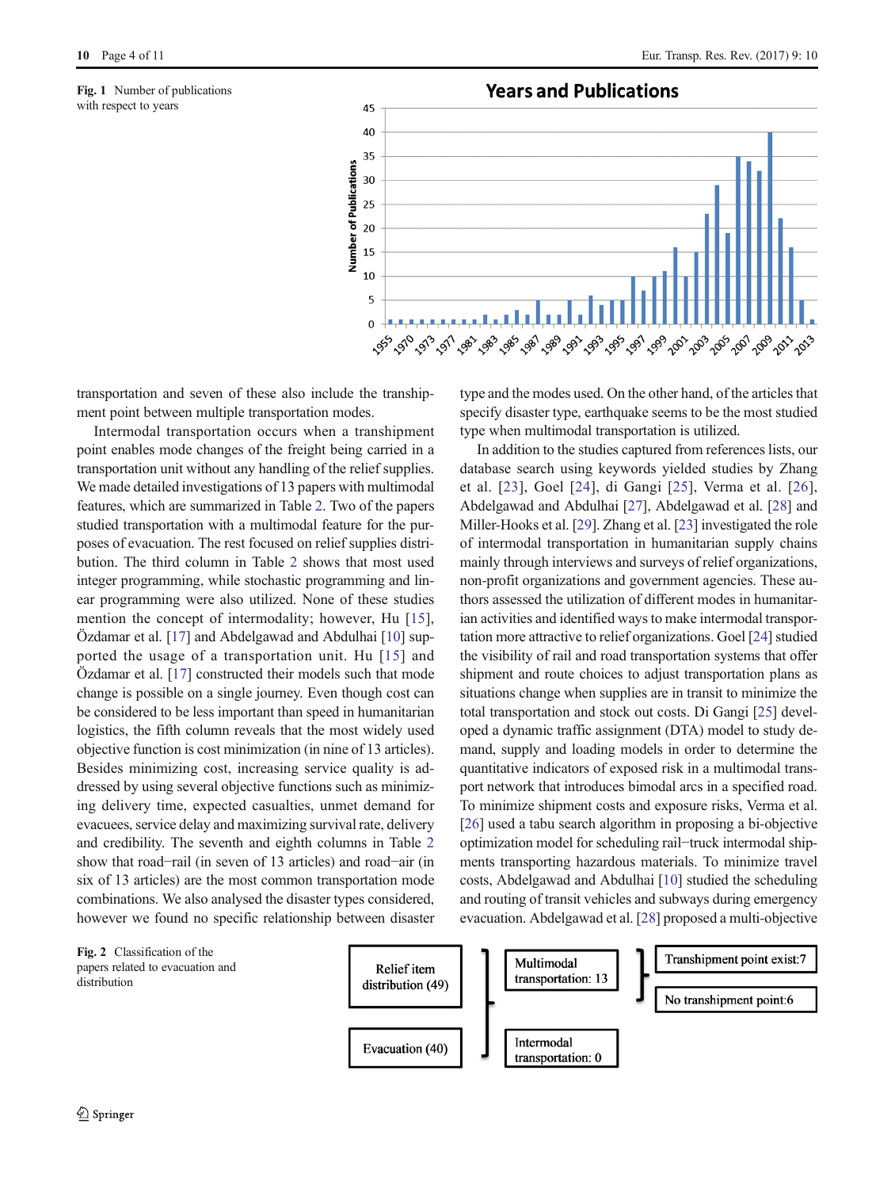Fig. 1 Number of publications with respect to years

Fig. 2 Classification of the papers related to evacuation and distribution

transportation and seven of these also include the transshipment point between multiple transportation modes.

Intermodal transportation occurs when a transhipment point enables mode changes of the freight being carried in a transportation unit without any handling of the relief supplies. We made detailed investigations of 13 papers with multimodal features, which are summarized in Table 2. Two of the papers studied transportation with a multimodal feature for the purposes of evacuation. The rest focused on relief supplies distribution. The third column in Table 2 shows that most used integer programming, while stochastic programming and linear programming were also utilized. None of these studies mention the concept of intermodality; however, Hu [15], Özdamar et al. [17] and Abdelgawad and Abdulhai [10] supported the usage of a transportation unit. Hu [15] and Özdamar et al. [17] constructed their models such that mode change is possible on a single journey. Even though cost can be considered to be less important than speed in humanitarian logistics, the fifth column reveals that the most widely used objective function is cost minimization (in nine of 13 articles). Besides minimizing cost, increasing service quality is addressed by using several objective functions such as minimizing delivery time, expected casualties, unmet demand for evacuees, service delay and maximizing survival rate, delivery and credibility. The seventh and eighth columns in Table 2 show that road−rail (in seven of 13 articles) and road−air (in six of 13 articles) are the most common transportation mode combinations. We also analysed the disaster types considered, however we found no specific relationship between disaster type and the modes used. On the other hand, of the articles that specify disaster type, earthquake seems to be the most studied type when multimodal transportation is utilized.

In addition to the studies captured from references lists, our database search using keywords yielded studies by Zhang et al. [23], Goel [24], di Gangi [25], Verma et al. [26], Abdelgawad and Abdulhai [27], Abdelgawad et al. [28] and Miller-Hooks et al. [29]. Zhang et al. [23] investigated the role of intermodal transportation in humanitarian supply chains mainly through interviews and surveys of relief organizations, non-profit organizations and government agencies. These authors assessed the utilization of different modes in humanitarian activities and identified ways to make intermodal transportation more attractive to relief organizations. Goel [24] studied the visibility of rail and road transportation systems that offer shipment and route choices to adjust transportation plans as situations change when supplies are in transit to minimize the total transportation and stock out costs. Di Gangi [25] developed a dynamic traffic assignment (DTA) model to study demand, supply and loading models in order to determine the quantitative indicators of exposed risk in a multimodal transport network that introduces bimodal arcs in a specified road. To minimize shipment costs and exposure risks, Verma et al. [26] used a tabu search algorithm in proposing a bi-objective optimization model for scheduling rail−truck intermodal shipments transporting hazardous materials. To minimize travel costs, Abdelgawad and Abdulhai [10] studied the scheduling and routing of transit vehicles and subways during emergency evacuation. Abdelgawad et al. [28] proposed a multi-objective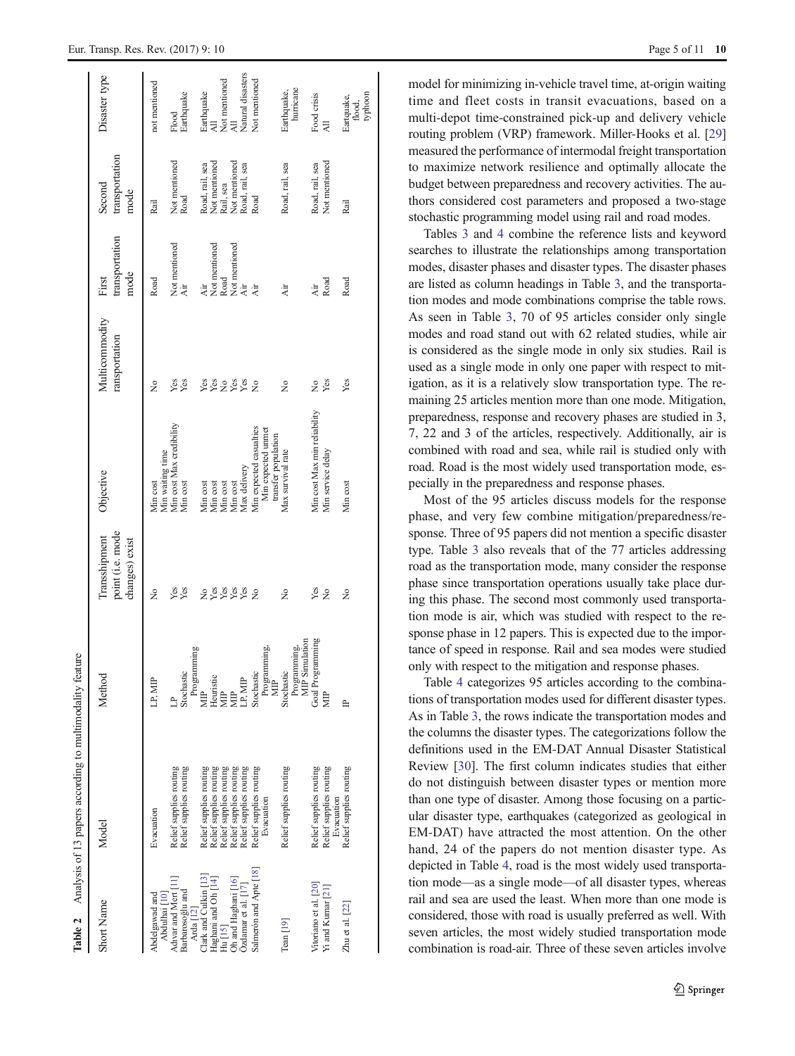**Table 2** Analysis of 13 papers according to multimodality feature

| Short Name | Model | Method | Transshipment point (i.e. mode changes) exist | Objective | Multicommodity ransportation | First transportation mode | Second transportation mode | Disaster type |
|---|---|---|---|---|---|---|---|---|
| Abdelgawad and Abdulhai [10] | Evacuation | LP, MIP | No | Min cost Min waiting time | No | Road | Rail | not mentioned |
| Adivar and Mert [11] | Relief supplies routing | LP | Yes | Min cost Max credibility | Yes | Not mentioned | Not mentioned | Flood |
| Barbarosoğlu and Arda [12] | Relief supplies routing | Stochastic Programming | Yes | Min cost | Yes | Air | Road | Earthquake |
| Clark and Culkin [13] | Relief supplies routing | MIP | No | Min cost | Yes | Air | Road, rail, sea | Earthquake |
| Haghani and Oh [14] | Relief supplies routing | Heuristic | Yes | Min cost | Yes | Not mentioned | Not mentioned | All |
| Hu [15] | Relief supplies routing | MIP | Yes | Min cost | No | Road | Rail, sea | Not mentioned |
| Oh and Haghani [16] | Relief supplies routing | MIP | Yes | Min cost | Yes | Not mentioned | Not mentioned | All |
| Özdamar et al. [17] | Relief supplies routing | LP, MIP | Yes | Max delivery | Yes | Air | Road, rail, sea | Natural disasters |
| Salmerón and Apte [18] | Relief supplies routing Evacuation | Stochastic Programming, MIP | No | Min expected casualties Min expected unmet transfer population | No | Air | Road | Not mentioned |
| Tean [19] | Relief supplies routing | Stochastic Programming, MIP Simulation | No | Max survival rate | No | Air | Road, rail, sea | Earthquake, hurricane |
| Vitoriano et al. [20] | Relief supplies routing | Goal Programming | Yes | Min cost Max min reliability | No | Air | Road, rail, sea | Food crisis |
| Yi and Kumar [21] | Relief supplies routing Evacuation | MIP | No | Min service delay | Yes | Road | Not mentioned | All |
| Zhu et al. [22] | Relief supplies routing | IP | No | Min cost | Yes | Road | Rail | Eartquake, flood, typhoon |

model for minimizing in-vehicle travel time, at-origin waiting time and fleet costs in transit evacuations, based on a multi-depot time-constrained pick-up and delivery vehicle routing problem (VRP) framework. Miller-Hooks et al. [29] measured the performance of intermodal freight transportation to maximize network resilience and optimally allocate the budget between preparedness and recovery activities. The authors considered cost parameters and proposed a two-stage stochastic programming model using rail and road modes.

Tables 3 and 4 combine the reference lists and keyword searches to illustrate the relationships among transportation modes, disaster phases and disaster types. The disaster phases are listed as column headings in Table 3, and the transportation modes and mode combinations comprise the table rows. As seen in Table 3, 70 of 95 articles consider only single modes and road stand out with 62 related studies, while air is considered as the single mode in only six studies. Rail is used as a single mode in only one paper with respect to mitigation, as it is a relatively slow transportation type. The remaining 25 articles mention more than one mode. Mitigation, preparedness, response and recovery phases are studied in 3, 7, 22 and 3 of the articles, respectively. Additionally, air is combined with road and sea, while rail is studied only with road. Road is the most widely used transportation mode, especially in the preparedness and response phases.

Most of the 95 articles discuss models for the response phase, and very few combine mitigation/preparedness/response. Three of 95 papers did not mention a specific disaster type. Table 3 also reveals that of the 77 articles addressing road as the transportation mode, many consider the response phase since transportation operations usually take place during this phase. The second most commonly used transportation mode is air, which was studied with respect to the response phase in 12 papers. This is expected due to the importance of speed in response. Rail and sea modes were studied only with respect to the mitigation and response phases.

Table 4 categorizes 95 articles according to the combinations of transportation modes used for different disaster types. As in Table 3, the rows indicate the transportation modes and the columns the disaster types. The categorizations follow the definitions used in the EM-DAT Annual Disaster Statistical Review [30]. The first column indicates studies that either do not distinguish between disaster types or mention more than one type of disaster. Among those focusing on a particular disaster type, earthquakes (categorized as geological in EM-DAT) have attracted the most attention. On the other hand, 24 of the papers do not mention disaster type. As depicted in Table 4, road is the most widely used transportation mode—as a single mode—of all disaster types, whereas rail and sea are used the least. When more than one mode is considered, those with road is usually preferred as well. With seven articles, the most widely studied transportation mode combination is road-air. Three of these seven articles involve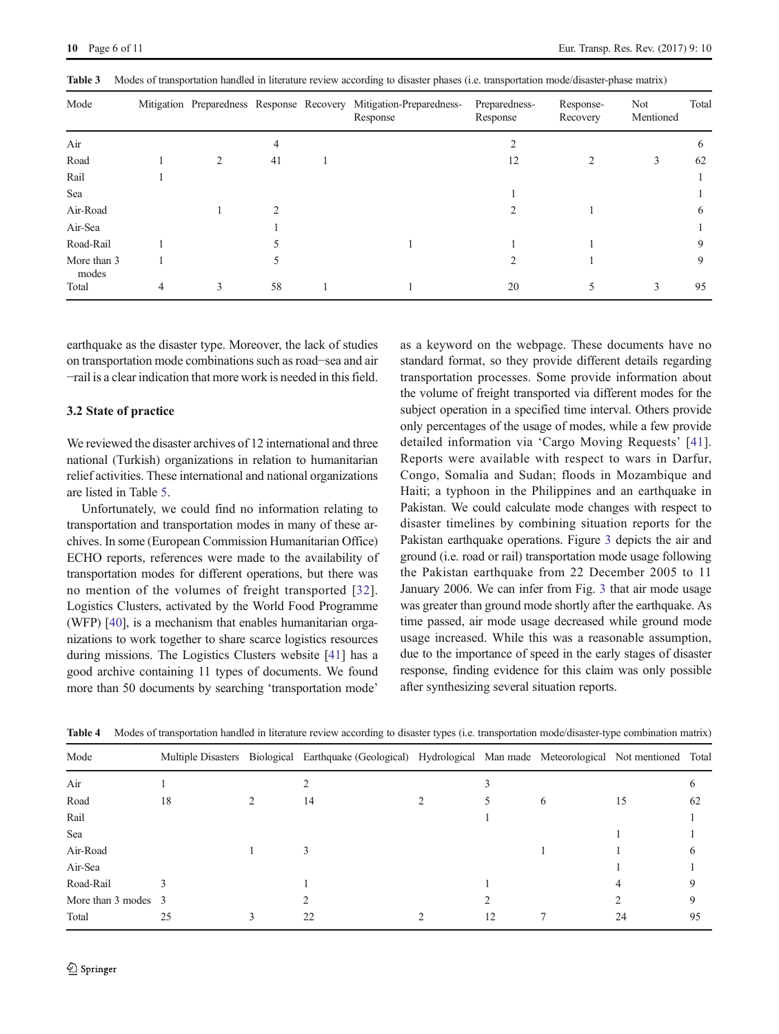**Table 3** Modes of transportation handled in literature review according to disaster phases (i.e. transportation mode/disaster-phase matrix)

| Mode | Mitigation | Preparedness | Response | Recovery | Mitigation-Preparedness-Response | Preparedness-Response | Response-Recovery | Not Mentioned | Total |
|---|---|---|---|---|---|---|---|---|---|
| Air | | | 4 | | | 2 | | | 6 |
| Road | 1 | 2 | 41 | 1 | | 12 | 2 | 3 | 62 |
| Rail | 1 | | | | | | | | 1 |
| Sea | | | | | | 1 | | | 1 |
| Air-Road | | 1 | 2 | | | 2 | 1 | | 6 |
| Air-Sea | | | 1 | | | | | | 1 |
| Road-Rail | 1 | | 5 | | 1 | 1 | 1 | | 9 |
| More than 3 modes | 1 | | 5 | | | 2 | 1 | | 9 |
| Total | 4 | 3 | 58 | 1 | 1 | 20 | 5 | 3 | 95 |

earthquake as the disaster type. Moreover, the lack of studies on transportation mode combinations such as road–sea and air–rail is a clear indication that more work is needed in this field.

### 3.2 State of practice

We reviewed the disaster archives of 12 international and three national (Turkish) organizations in relation to humanitarian relief activities. These international and national organizations are listed in Table 5.

Unfortunately, we could find no information relating to transportation and transportation modes in many of these archives. In some (European Commission Humanitarian Office) ECHO reports, references were made to the availability of transportation modes for different operations, but there was no mention of the volumes of freight transported [32]. Logistics Clusters, activated by the World Food Programme (WFP) [40], is a mechanism that enables humanitarian organizations to work together to share scarce logistics resources during missions. The Logistics Clusters website [41] has a good archive containing 11 types of documents. We found more than 50 documents by searching 'transportation mode' as a keyword on the webpage. These documents have no standard format, so they provide different details regarding transportation processes. Some provide information about the volume of freight transported via different modes for the subject operation in a specified time interval. Others provide only percentages of the usage of modes, while a few provide detailed information via 'Cargo Moving Requests' [41]. Reports were available with respect to wars in Darfur, Congo, Somalia and Sudan; floods in Mozambique and Haiti; a typhoon in the Philippines and an earthquake in Pakistan. We could calculate mode changes with respect to disaster timelines by combining situation reports for the Pakistan earthquake operations. Figure 3 depicts the air and ground (i.e. road or rail) transportation mode usage following the Pakistan earthquake from 22 December 2005 to 11 January 2006. We can infer from Fig. 3 that air mode usage was greater than ground mode shortly after the earthquake. As time passed, air mode usage decreased while ground mode usage increased. While this was a reasonable assumption, due to the importance of speed in the early stages of disaster response, finding evidence for this claim was only possible after synthesizing several situation reports.

**Table 4** Modes of transportation handled in literature review according to disaster types (i.e. transportation mode/disaster-type combination matrix)

| Mode | Multiple Disasters | Biological | Earthquake (Geological) | Hydrological | Man made | Meteorological | Not mentioned | Total |
|---|---|---|---|---|---|---|---|---|
| Air | 1 | | 2 | | 3 | | | 6 |
| Road | 18 | 2 | 14 | 2 | 5 | 6 | 15 | 62 |
| Rail | | | | | 1 | | | 1 |
| Sea | | | | | | | 1 | 1 |
| Air-Road | | 1 | 3 | | | 1 | 1 | 6 |
| Air-Sea | | | | | | | 1 | 1 |
| Road-Rail | 3 | | 1 | | 1 | | 4 | 9 |
| More than 3 modes | 3 | | 2 | | 2 | | 2 | 9 |
| Total | 25 | 3 | 22 | 2 | 12 | 7 | 24 | 95 |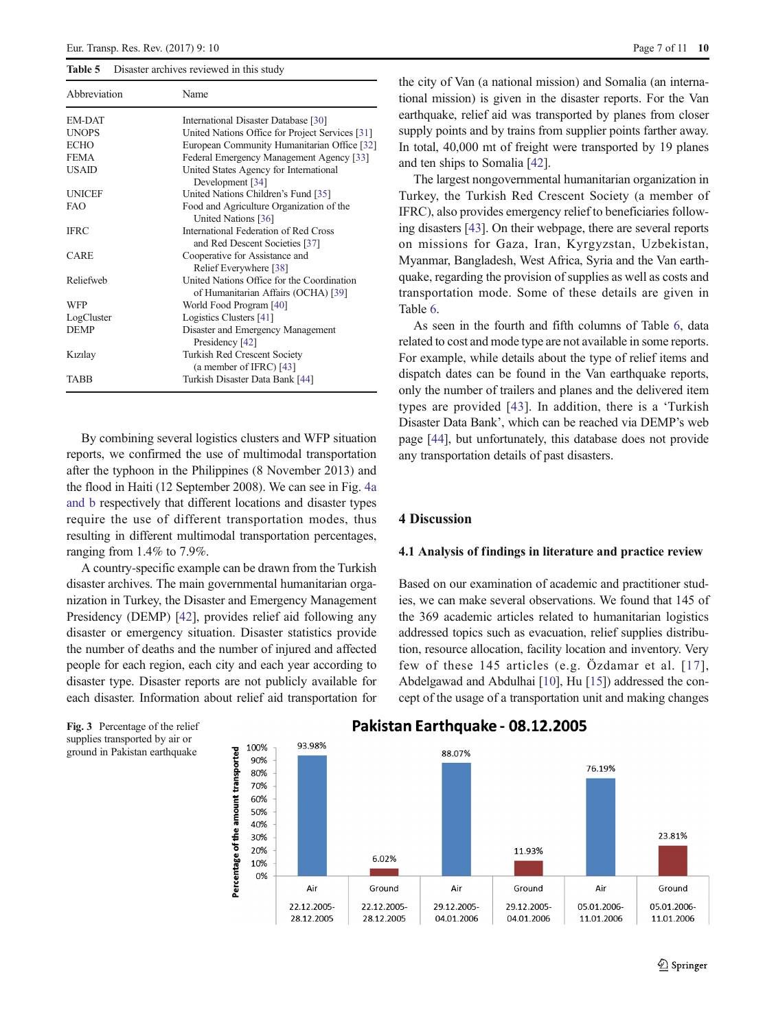**Table 5** Disaster archives reviewed in this study

| Abbreviation | Name |
|---|---|
| EM-DAT | International Disaster Database [30] |
| UNOPS | United Nations Office for Project Services [31] |
| ECHO | European Community Humanitarian Office [32] |
| FEMA | Federal Emergency Management Agency [33] |
| USAID | United States Agency for International Development [34] |
| UNICEF | United Nations Children's Fund [35] |
| FAO | Food and Agriculture Organization of the United Nations [36] |
| IFRC | International Federation of Red Cross and Red Descent Societies [37] |
| CARE | Cooperative for Assistance and Relief Everywhere [38] |
| Reliefweb | United Nations Office for the Coordination of Humanitarian Affairs (OCHA) [39] |
| WFP | World Food Program [40] |
| LogCluster | Logistics Clusters [41] |
| DEMP | Disaster and Emergency Management Presidency [42] |
| Kızılay | Turkish Red Crescent Society (a member of IFRC) [43] |
| TABB | Turkish Disaster Data Bank [44] |

By combining several logistics clusters and WFP situation reports, we confirmed the use of multimodal transportation after the typhoon in the Philippines (8 November 2013) and the flood in Haiti (12 September 2008). We can see in Fig. 4a and b respectively that different locations and disaster types require the use of different transportation modes, thus resulting in different multimodal transportation percentages, ranging from 1.4% to 7.9%.

A country-specific example can be drawn from the Turkish disaster archives. The main governmental humanitarian organization in Turkey, the Disaster and Emergency Management Presidency (DEMP) [42], provides relief aid following any disaster or emergency situation. Disaster statistics provide the number of deaths and the number of injured and affected people for each region, each city and each year according to disaster type. Disaster reports are not publicly available for each disaster. Information about relief aid transportation for the city of Van (a national mission) and Somalia (an international mission) is given in the disaster reports. For the Van earthquake, relief aid was transported by planes from closer supply points and by trains from supplier points farther away. In total, 40,000 mt of freight were transported by 19 planes and ten ships to Somalia [42].

The largest nongovernmental humanitarian organization in Turkey, the Turkish Red Crescent Society (a member of IFRC), also provides emergency relief to beneficiaries following disasters [43]. On their webpage, there are several reports on missions for Gaza, Iran, Kyrgyzstan, Uzbekistan, Myanmar, Bangladesh, West Africa, Syria and the Van earthquake, regarding the provision of supplies as well as costs and transportation mode. Some of these details are given in Table 6.

As seen in the fourth and fifth columns of Table 6, data related to cost and mode type are not available in some reports. For example, while details about the type of relief items and dispatch dates can be found in the Van earthquake reports, only the number of trailers and planes and the delivered item types are provided [43]. In addition, there is a 'Turkish Disaster Data Bank', which can be reached via DEMP's web page [44], but unfortunately, this database does not provide any transportation details of past disasters.

# 4 Discussion

## 4.1 Analysis of findings in literature and practice review

Based on our examination of academic and practitioner studies, we can make several observations. We found that 145 of the 369 academic articles related to humanitarian logistics addressed topics such as evacuation, relief supplies distribution, resource allocation, facility location and inventory. Very few of these 145 articles (e.g. Özdamar et al. [17], Abdelgawad and Abdulhai [10], Hu [15]) addressed the concept of the usage of a transportation unit and making changes

**Fig. 3** Percentage of the relief supplies transported by air or ground in Pakistan earthquake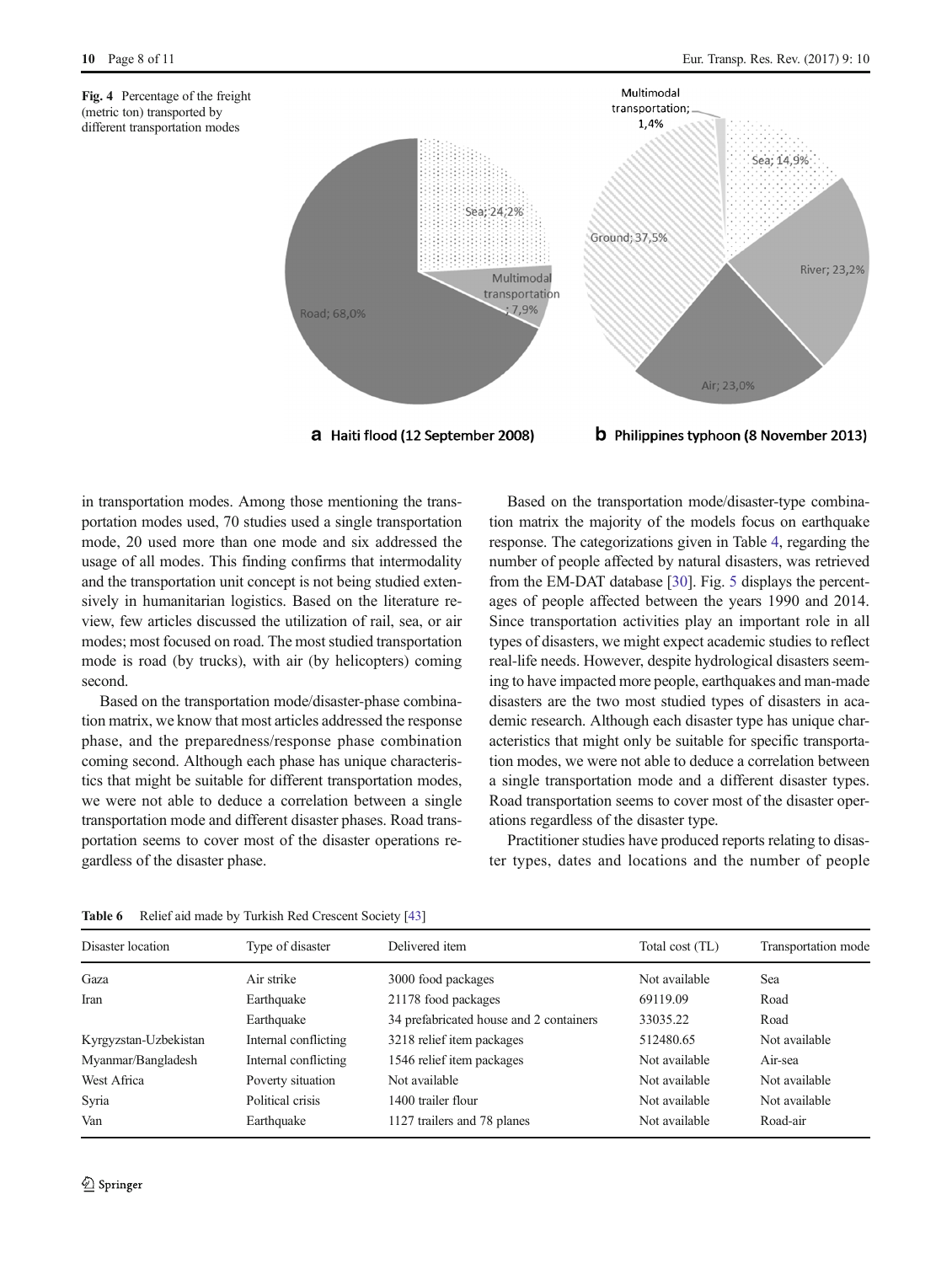**Fig. 4** Percentage of the freight (metric ton) transported by different transportation modes

**a** Haiti flood (12 September 2008)

Road; 68,0%
Sea; 24,2%
Multimodal transportation; 7,9%

**b** Philippines typhoon (8 November 2013)

Ground; 37,5%
Air; 23,0%
River; 23,2%
Sea; 14,9%
Multimodal transportation; 1,4%

in transportation modes. Among those mentioning the transportation modes used, 70 studies used a single transportation mode, 20 used more than one mode and six addressed the usage of all modes. This finding confirms that intermodality and the transportation unit concept is not being studied extensively in humanitarian logistics. Based on the literature review, few articles discussed the utilization of rail, sea, or air modes; most focused on road. The most studied transportation mode is road (by trucks), with air (by helicopters) coming second.

Based on the transportation mode/disaster-phase combination matrix, we know that most articles addressed the response phase, and the preparedness/response phase combination coming second. Although each phase has unique characteristics that might be suitable for different transportation modes, we were not able to deduce a correlation between a single transportation mode and different disaster phases. Road transportation seems to cover most of the disaster operations regardless of the disaster phase.

Based on the transportation mode/disaster-type combination matrix the majority of the models focus on earthquake response. The categorizations given in Table 4, regarding the number of people affected by natural disasters, was retrieved from the EM-DAT database [30]. Fig. 5 displays the percentages of people affected between the years 1990 and 2014. Since transportation activities play an important role in all types of disasters, we might expect academic studies to reflect real-life needs. However, despite hydrological disasters seeming to have impacted more people, earthquakes and man-made disasters are the two most studied types of disasters in academic research. Although each disaster type has unique characteristics that might only be suitable for specific transportation modes, we were not able to deduce a correlation between a single transportation mode and a different disaster types. Road transportation seems to cover most of the disaster operations regardless of the disaster type.

Practitioner studies have produced reports relating to disaster types, dates and locations and the number of people

**Table 6** Relief aid made by Turkish Red Crescent Society [43]

| Disaster location | Type of disaster | Delivered item | Total cost (TL) | Transportation mode |
|---|---|---|---|---|
| Gaza | Air strike | 3000 food packages | Not available | Sea |
| Iran | Earthquake | 21178 food packages | 69119.09 | Road |
| | Earthquake | 34 prefabricated house and 2 containers | 33035.22 | Road |
| Kyrgyzstan-Uzbekistan | Internal conflicting | 3218 relief item packages | 512480.65 | Not available |
| Myanmar/Bangladesh | Internal conflicting | 1546 relief item packages | Not available | Air-sea |
| West Africa | Poverty situation | Not available | Not available | Not available |
| Syria | Political crisis | 1400 trailer flour | Not available | Not available |
| Van | Earthquake | 1127 trailers and 78 planes | Not available | Road-air |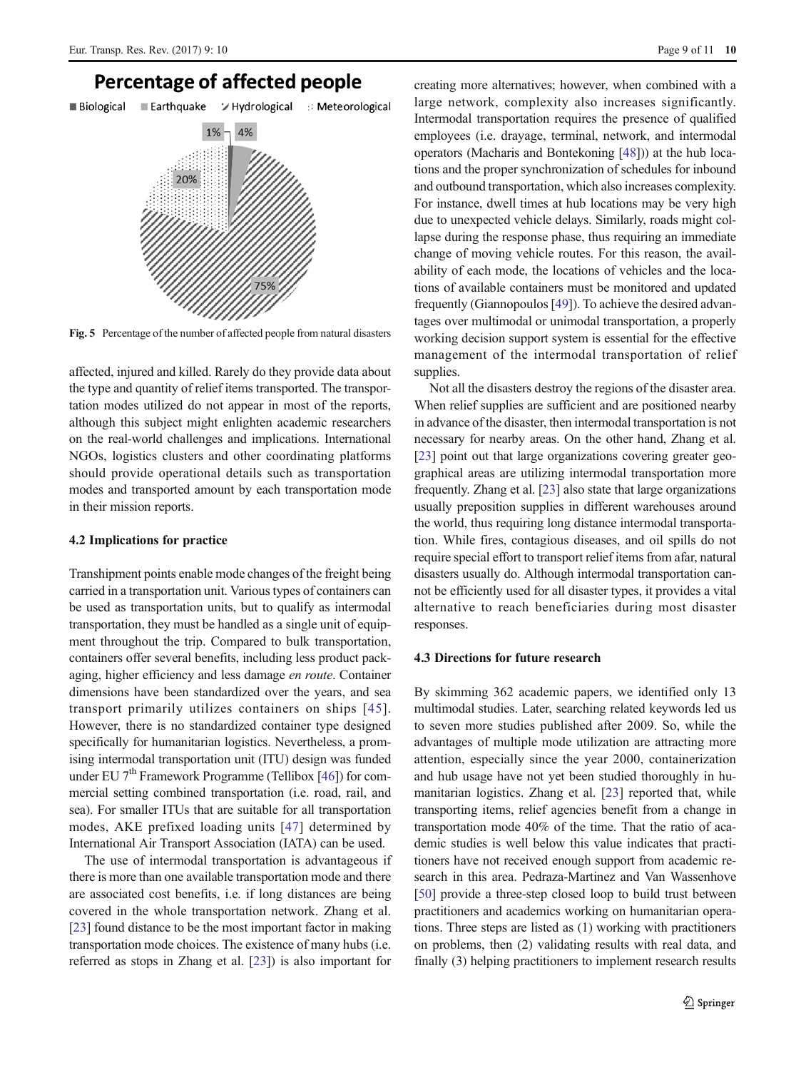Fig. 5 Percentage of the number of affected people from natural disasters

affected, injured and killed. Rarely do they provide data about the type and quantity of relief items transported. The transportation modes utilized do not appear in most of the reports, although this subject might enlighten academic researchers on the real-world challenges and implications. International NGOs, logistics clusters and other coordinating platforms should provide operational details such as transportation modes and transported amount by each transportation mode in their mission reports.

### 4.2 Implications for practice

Transhipment points enable mode changes of the freight being carried in a transportation unit. Various types of containers can be used as transportation units, but to qualify as intermodal transportation, they must be handled as a single unit of equipment throughout the trip. Compared to bulk transportation, containers offer several benefits, including less product packaging, higher efficiency and less damage *en route*. Container dimensions have been standardized over the years, and sea transport primarily utilizes containers on ships [45]. However, there is no standardized container type designed specifically for humanitarian logistics. Nevertheless, a promising intermodal transportation unit (ITU) design was funded under EU 7th Framework Programme (Tellibox [46]) for commercial setting combined transportation (i.e. road, rail, and sea). For smaller ITUs that are suitable for all transportation modes, AKE prefixed loading units [47] determined by International Air Transport Association (IATA) can be used.

The use of intermodal transportation is advantageous if there is more than one available transportation mode and there are associated cost benefits, i.e. if long distances are being covered in the whole transportation network. Zhang et al. [23] found distance to be the most important factor in making transportation mode choices. The existence of many hubs (i.e. referred as stops in Zhang et al. [23]) is also important for creating more alternatives; however, when combined with a large network, complexity also increases significantly. Intermodal transportation requires the presence of qualified employees (i.e. drayage, terminal, network, and intermodal operators (Macharis and Bontekoning [48])) at the hub locations and the proper synchronization of schedules for inbound and outbound transportation, which also increases complexity. For instance, dwell times at hub locations may be very high due to unexpected vehicle delays. Similarly, roads might collapse during the response phase, thus requiring an immediate change of moving vehicle routes. For this reason, the availability of each mode, the locations of vehicles and the locations of available containers must be monitored and updated frequently (Giannopoulos [49]). To achieve the desired advantages over multimodal or unimodal transportation, a properly working decision support system is essential for the effective management of the intermodal transportation of relief supplies.

Not all the disasters destroy the regions of the disaster area. When relief supplies are sufficient and are positioned nearby in advance of the disaster, then intermodal transportation is not necessary for nearby areas. On the other hand, Zhang et al. [23] point out that large organizations covering greater geographical areas are utilizing intermodal transportation more frequently. Zhang et al. [23] also state that large organizations usually preposition supplies in different warehouses around the world, thus requiring long distance intermodal transportation. While fires, contagious diseases, and oil spills do not require special effort to transport relief items from afar, natural disasters usually do. Although intermodal transportation cannot be efficiently used for all disaster types, it provides a vital alternative to reach beneficiaries during most disaster responses.

### 4.3 Directions for future research

By skimming 362 academic papers, we identified only 13 multimodal studies. Later, searching related keywords led us to seven more studies published after 2009. So, while the advantages of multiple mode utilization are attracting more attention, especially since the year 2000, containerization and hub usage have not yet been studied thoroughly in humanitarian logistics. Zhang et al. [23] reported that, while transporting items, relief agencies benefit from a change in transportation mode 40% of the time. That the ratio of academic studies is well below this value indicates that practitioners have not received enough support from academic research in this area. Pedraza-Martinez and Van Wassenhove [50] provide a three-step closed loop to build trust between practitioners and academics working on humanitarian operations. Three steps are listed as (1) working with practitioners on problems, then (2) validating results with real data, and finally (3) helping practitioners to implement research results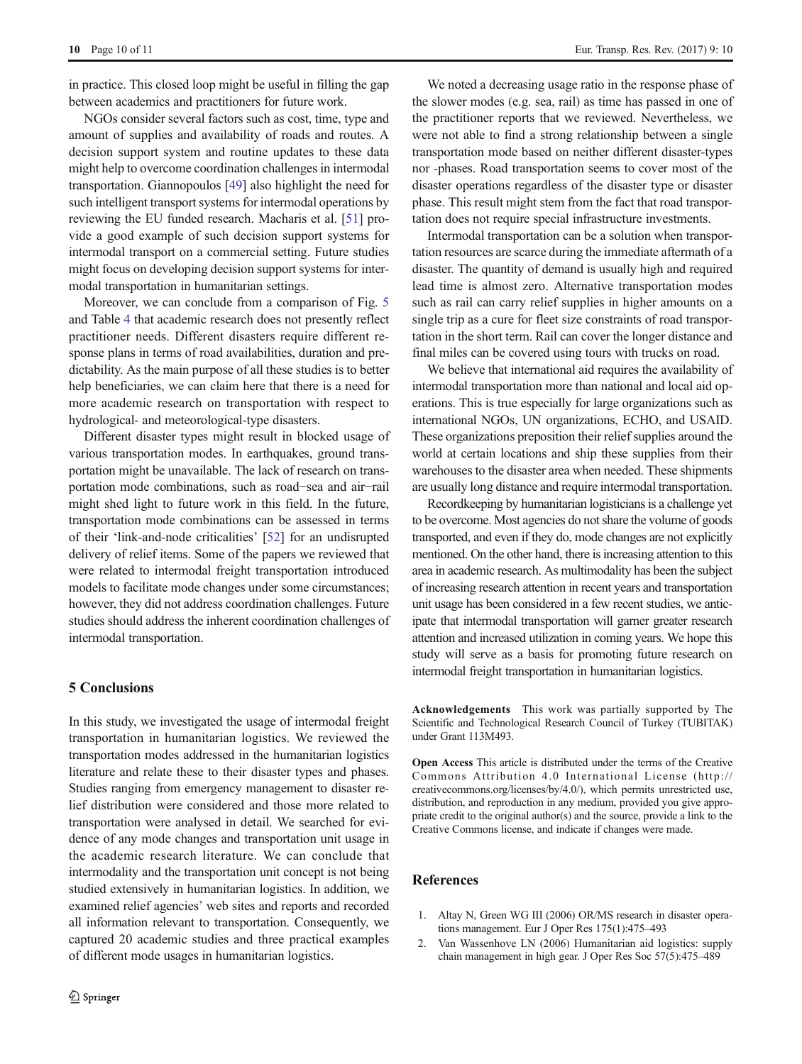in practice. This closed loop might be useful in filling the gap between academics and practitioners for future work.

NGOs consider several factors such as cost, time, type and amount of supplies and availability of roads and routes. A decision support system and routine updates to these data might help to overcome coordination challenges in intermodal transportation. Giannopoulos [49] also highlight the need for such intelligent transport systems for intermodal operations by reviewing the EU funded research. Macharis et al. [51] provide a good example of such decision support systems for intermodal transport on a commercial setting. Future studies might focus on developing decision support systems for intermodal transportation in humanitarian settings.

Moreover, we can conclude from a comparison of Fig. 5 and Table 4 that academic research does not presently reflect practitioner needs. Different disasters require different response plans in terms of road availabilities, duration and predictability. As the main purpose of all these studies is to better help beneficiaries, we can claim here that there is a need for more academic research on transportation with respect to hydrological- and meteorological-type disasters.

Different disaster types might result in blocked usage of various transportation modes. In earthquakes, ground transportation might be unavailable. The lack of research on transportation mode combinations, such as road−sea and air−rail might shed light to future work in this field. In the future, transportation mode combinations can be assessed in terms of their 'link-and-node criticalities' [52] for an undisrupted delivery of relief items. Some of the papers we reviewed that were related to intermodal freight transportation introduced models to facilitate mode changes under some circumstances; however, they did not address coordination challenges. Future studies should address the inherent coordination challenges of intermodal transportation.

## 5 Conclusions

In this study, we investigated the usage of intermodal freight transportation in humanitarian logistics. We reviewed the transportation modes addressed in the humanitarian logistics literature and relate these to their disaster types and phases. Studies ranging from emergency management to disaster relief distribution were considered and those more related to transportation were analysed in detail. We searched for evidence of any mode changes and transportation unit usage in the academic research literature. We can conclude that intermodality and the transportation unit concept is not being studied extensively in humanitarian logistics. In addition, we examined relief agencies' web sites and reports and recorded all information relevant to transportation. Consequently, we captured 20 academic studies and three practical examples of different mode usages in humanitarian logistics.

We noted a decreasing usage ratio in the response phase of the slower modes (e.g. sea, rail) as time has passed in one of the practitioner reports that we reviewed. Nevertheless, we were not able to find a strong relationship between a single transportation mode based on neither different disaster-types nor -phases. Road transportation seems to cover most of the disaster operations regardless of the disaster type or disaster phase. This result might stem from the fact that road transportation does not require special infrastructure investments.

Intermodal transportation can be a solution when transportation resources are scarce during the immediate aftermath of a disaster. The quantity of demand is usually high and required lead time is almost zero. Alternative transportation modes such as rail can carry relief supplies in higher amounts on a single trip as a cure for fleet size constraints of road transportation in the short term. Rail can cover the longer distance and final miles can be covered using tours with trucks on road.

We believe that international aid requires the availability of intermodal transportation more than national and local aid operations. This is true especially for large organizations such as international NGOs, UN organizations, ECHO, and USAID. These organizations preposition their relief supplies around the world at certain locations and ship these supplies from their warehouses to the disaster area when needed. These shipments are usually long distance and require intermodal transportation.

Recordkeeping by humanitarian logisticians is a challenge yet to be overcome. Most agencies do not share the volume of goods transported, and even if they do, mode changes are not explicitly mentioned. On the other hand, there is increasing attention to this area in academic research. As multimodality has been the subject of increasing research attention in recent years and transportation unit usage has been considered in a few recent studies, we anticipate that intermodal transportation will garner greater research attention and increased utilization in coming years. We hope this study will serve as a basis for promoting future research on intermodal freight transportation in humanitarian logistics.

**Acknowledgements** This work was partially supported by The Scientific and Technological Research Council of Turkey (TUBITAK) under Grant 113M493.

**Open Access** This article is distributed under the terms of the Creative Commons Attribution 4.0 International License (http://creativecommons.org/licenses/by/4.0/), which permits unrestricted use, distribution, and reproduction in any medium, provided you give appropriate credit to the original author(s) and the source, provide a link to the Creative Commons license, and indicate if changes were made.

## References

1. Altay N, Green WG III (2006) OR/MS research in disaster operations management. Eur J Oper Res 175(1):475–493
2. Van Wassenhove LN (2006) Humanitarian aid logistics: supply chain management in high gear. J Oper Res Soc 57(5):475–489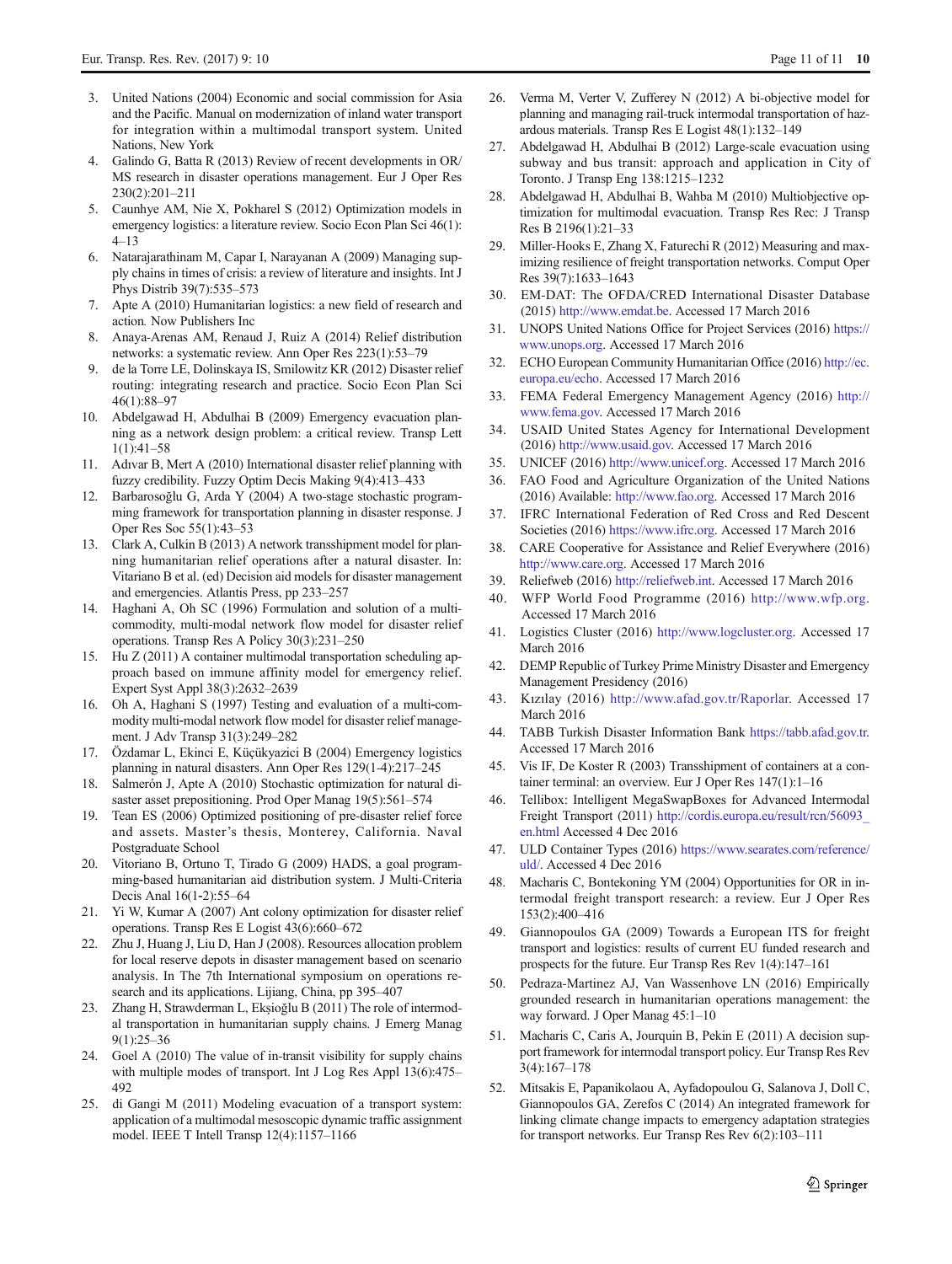3. United Nations (2004) Economic and social commission for Asia and the Pacific. Manual on modernization of inland water transport for integration within a multimodal transport system. United Nations, New York
4. Galindo G, Batta R (2013) Review of recent developments in OR/MS research in disaster operations management. Eur J Oper Res 230(2):201–211
5. Caunhye AM, Nie X, Pokharel S (2012) Optimization models in emergency logistics: a literature review. Socio Econ Plan Sci 46(1):4–13
6. Natarajarathinam M, Capar I, Narayanan A (2009) Managing supply chains in times of crisis: a review of literature and insights. Int J Phys Distrib 39(7):535–573
7. Apte A (2010) Humanitarian logistics: a new field of research and action. Now Publishers Inc
8. Anaya-Arenas AM, Renaud J, Ruiz A (2014) Relief distribution networks: a systematic review. Ann Oper Res 223(1):53–79
9. de la Torre LE, Dolinskaya IS, Smilowitz KR (2012) Disaster relief routing: integrating research and practice. Socio Econ Plan Sci 46(1):88–97
10. Abdelgawad H, Abdulhai B (2009) Emergency evacuation planning as a network design problem: a critical review. Transp Lett 1(1):41–58
11. Adıvar B, Mert A (2010) International disaster relief planning with fuzzy credibility. Fuzzy Optim Decis Making 9(4):413–433
12. Barbarosoğlu G, Arda Y (2004) A two-stage stochastic programming framework for transportation planning in disaster response. J Oper Res Soc 55(1):43–53
13. Clark A, Culkin B (2013) A network transshipment model for planning humanitarian relief operations after a natural disaster. In: Vitariano B et al. (ed) Decision aid models for disaster management and emergencies. Atlantis Press, pp 233–257
14. Haghani A, Oh SC (1996) Formulation and solution of a multi-commodity, multi-modal network flow model for disaster relief operations. Transp Res A Policy 30(3):231–250
15. Hu Z (2011) A container multimodal transportation scheduling approach based on immune affinity model for emergency relief. Expert Syst Appl 38(3):2632–2639
16. Oh A, Haghani S (1997) Testing and evaluation of a multi-commodity multi-modal network flow model for disaster relief management. J Adv Transp 31(3):249–282
17. Özdamar L, Ekinci E, Küçükyazici B (2004) Emergency logistics planning in natural disasters. Ann Oper Res 129(1-4):217–245
18. Salmerón J, Apte A (2010) Stochastic optimization for natural disaster asset prepositioning. Prod Oper Manag 19(5):561–574
19. Tean ES (2006) Optimized positioning of pre-disaster relief force and assets. Master's thesis, Monterey, California. Naval Postgraduate School
20. Vitoriano B, Ortuno T, Tirado G (2009) HADS, a goal programming-based humanitarian aid distribution system. J Multi-Criteria Decis Anal 16(1-2):55–64
21. Yi W, Kumar A (2007) Ant colony optimization for disaster relief operations. Transp Res E Logist 43(6):660–672
22. Zhu J, Huang J, Liu D, Han J (2008). Resources allocation problem for local reserve depots in disaster management based on scenario analysis. In The 7th International symposium on operations research and its applications. Lijiang, China, pp 395–407
23. Zhang H, Strawderman L, Ekşioğlu B (2011) The role of intermodal transportation in humanitarian supply chains. J Emerg Manag 9(1):25–36
24. Goel A (2010) The value of in-transit visibility for supply chains with multiple modes of transport. Int J Log Res Appl 13(6):475–492
25. di Gangi M (2011) Modeling evacuation of a transport system: application of a multimodal mesoscopic dynamic traffic assignment model. IEEE T Intell Transp 12(4):1157–1166
26. Verma M, Verter V, Zufferey N (2012) A bi-objective model for planning and managing rail-truck intermodal transportation of hazardous materials. Transp Res E Logist 48(1):132–149
27. Abdelgawad H, Abdulhai B (2012) Large-scale evacuation using subway and bus transit: approach and application in City of Toronto. J Transp Eng 138:1215–1232
28. Abdelgawad H, Abdulhai B, Wahba M (2010) Multiobjective optimization for multimodal evacuation. Transp Res Rec: J Transp Res B 2196(1):21–33
29. Miller-Hooks E, Zhang X, Faturechi R (2012) Measuring and maximizing resilience of freight transportation networks. Comput Oper Res 39(7):1633–1643
30. EM-DAT: The OFDA/CRED International Disaster Database (2015) http://www.emdat.be. Accessed 17 March 2016
31. UNOPS United Nations Office for Project Services (2016) https://www.unops.org. Accessed 17 March 2016
32. ECHO European Community Humanitarian Office (2016) http://ec.europa.eu/echo. Accessed 17 March 2016
33. FEMA Federal Emergency Management Agency (2016) http://www.fema.gov. Accessed 17 March 2016
34. USAID United States Agency for International Development (2016) http://www.usaid.gov. Accessed 17 March 2016
35. UNICEF (2016) http://www.unicef.org. Accessed 17 March 2016
36. FAO Food and Agriculture Organization of the United Nations (2016) Available: http://www.fao.org. Accessed 17 March 2016
37. IFRC International Federation of Red Cross and Red Descent Societies (2016) https://www.ifrc.org. Accessed 17 March 2016
38. CARE Cooperative for Assistance and Relief Everywhere (2016) http://www.care.org. Accessed 17 March 2016
39. Reliefweb (2016) http://reliefweb.int. Accessed 17 March 2016
40. WFP World Food Programme (2016) http://www.wfp.org. Accessed 17 March 2016
41. Logistics Cluster (2016) http://www.logcluster.org. Accessed 17 March 2016
42. DEMP Republic of Turkey Prime Ministry Disaster and Emergency Management Presidency (2016)
43. Kızılay (2016) http://www.afad.gov.tr/Raporlar. Accessed 17 March 2016
44. TABB Turkish Disaster Information Bank https://tabb.afad.gov.tr. Accessed 17 March 2016
45. Vis IF, De Koster R (2003) Transshipment of containers at a container terminal: an overview. Eur J Oper Res 147(1):1–16
46. Tellibox: Intelligent MegaSwapBoxes for Advanced Intermodal Freight Transport (2011) http://cordis.europa.eu/result/rcn/56093_en.html Accessed 4 Dec 2016
47. ULD Container Types (2016) https://www.searates.com/reference/uld/. Accessed 4 Dec 2016
48. Macharis C, Bontekoning YM (2004) Opportunities for OR in intermodal freight transport research: a review. Eur J Oper Res 153(2):400–416
49. Giannopoulos GA (2009) Towards a European ITS for freight transport and logistics: results of current EU funded research and prospects for the future. Eur Transp Res Rev 1(4):147–161
50. Pedraza-Martinez AJ, Van Wassenhove LN (2016) Empirically grounded research in humanitarian operations management: the way forward. J Oper Manag 45:1–10
51. Macharis C, Caris A, Jourquin B, Pekin E (2011) A decision support framework for intermodal transport policy. Eur Transp Res Rev 3(4):167–178
52. Mitsakis E, Papanikolaou A, Ayfadopoulou G, Salanova J, Doll C, Giannopoulos GA, Zerefos C (2014) An integrated framework for linking climate change impacts to emergency adaptation strategies for transport networks. Eur Transp Res Rev 6(2):103–111